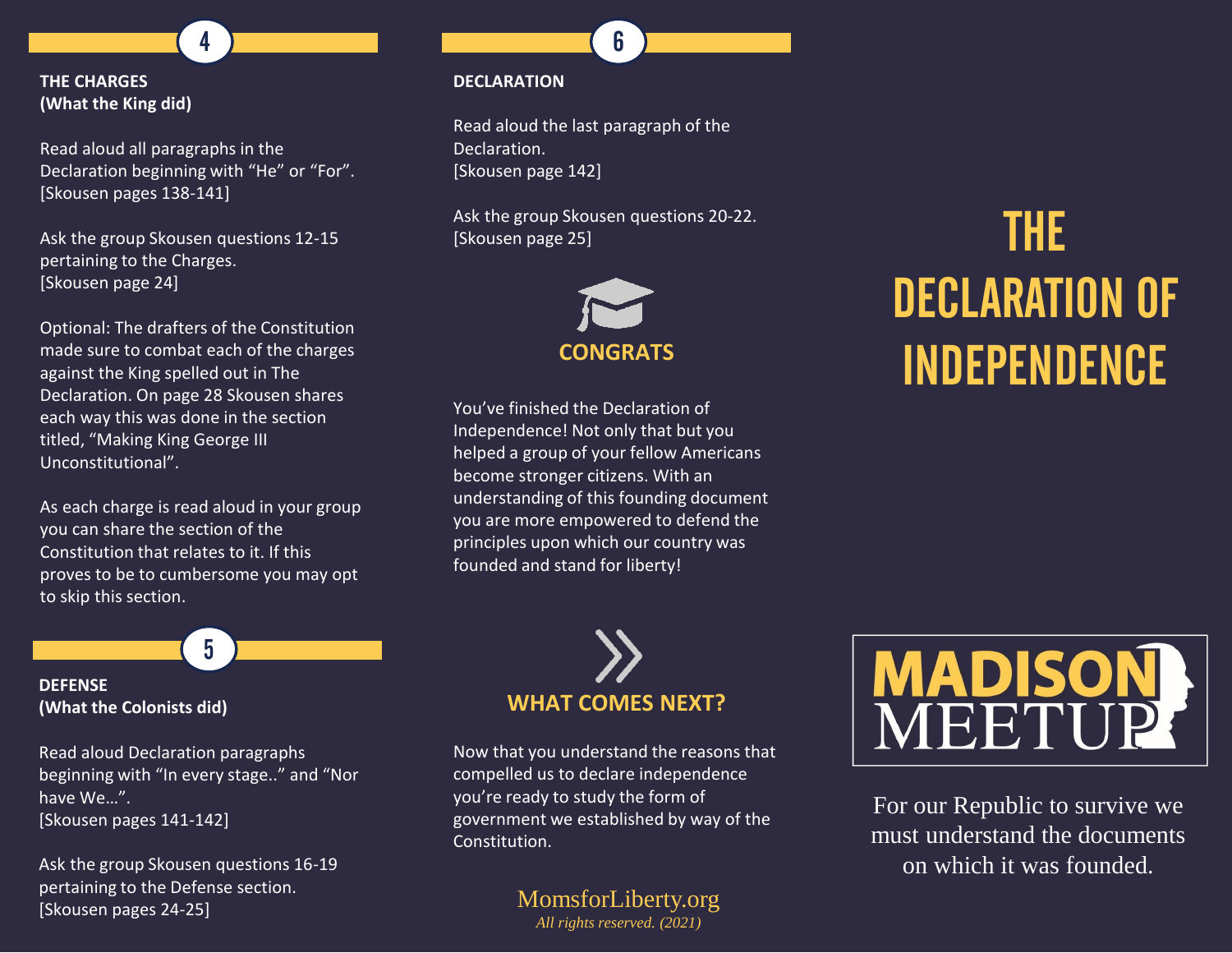## 4

**THE CHARGES**
**(What the King did)**

Read aloud all paragraphs in the Declaration beginning with "He" or "For".
[Skousen pages 138-141]

Ask the group Skousen questions 12-15 pertaining to the Charges.
[Skousen page 24]

Optional: The drafters of the Constitution made sure to combat each of the charges against the King spelled out in The Declaration. On page 28 Skousen shares each way this was done in the section titled, "Making King George III Unconstitutional".

As each charge is read aloud in your group you can share the section of the Constitution that relates to it. If this proves to be to cumbersome you may opt to skip this section.

## 5

**DEFENSE**
**(What the Colonists did)**

Read aloud Declaration paragraphs beginning with "In every stage.." and "Nor have We…".
[Skousen pages 141-142]

Ask the group Skousen questions 16-19 pertaining to the Defense section.
[Skousen pages 24-25]

## 6

**DECLARATION**

Read aloud the last paragraph of the Declaration.
[Skousen page 142]

Ask the group Skousen questions 20-22.
[Skousen page 25]

### CONGRATS

You've finished the Declaration of Independence! Not only that but you helped a group of your fellow Americans become stronger citizens. With an understanding of this founding document you are more empowered to defend the principles upon which our country was founded and stand for liberty!

### WHAT COMES NEXT?

Now that you understand the reasons that compelled us to declare independence you're ready to study the form of government we established by way of the Constitution.

MomsforLiberty.org
*All rights reserved. (2021)*

# THE DECLARATION OF INDEPENDENCE

**MADISON MEETUP**

For our Republic to survive we must understand the documents on which it was founded.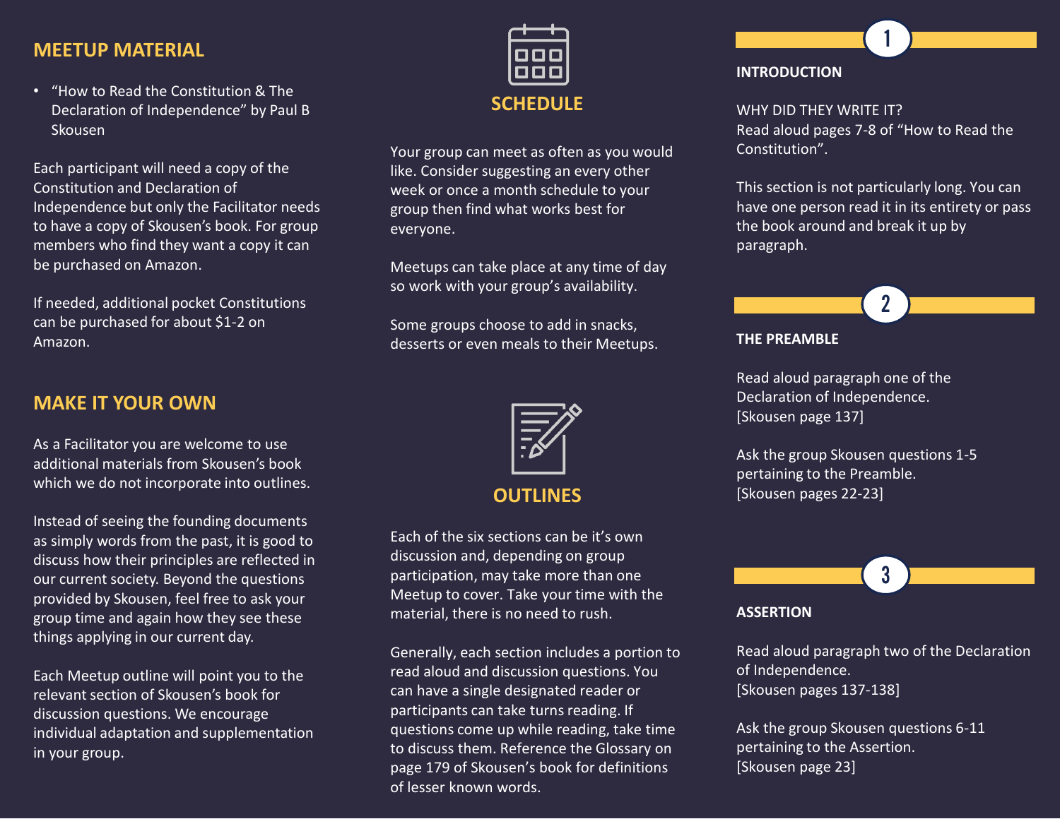## MEETUP MATERIAL

- "How to Read the Constitution & The Declaration of Independence" by Paul B Skousen

Each participant will need a copy of the Constitution and Declaration of Independence but only the Facilitator needs to have a copy of Skousen's book. For group members who find they want a copy it can be purchased on Amazon.

If needed, additional pocket Constitutions can be purchased for about $1-2 on Amazon.

## MAKE IT YOUR OWN

As a Facilitator you are welcome to use additional materials from Skousen's book which we do not incorporate into outlines.

Instead of seeing the founding documents as simply words from the past, it is good to discuss how their principles are reflected in our current society. Beyond the questions provided by Skousen, feel free to ask your group time and again how they see these things applying in our current day.

Each Meetup outline will point you to the relevant section of Skousen's book for discussion questions. We encourage individual adaptation and supplementation in your group.

## SCHEDULE

Your group can meet as often as you would like. Consider suggesting an every other week or once a month schedule to your group then find what works best for everyone.

Meetups can take place at any time of day so work with your group's availability.

Some groups choose to add in snacks, desserts or even meals to their Meetups.

## OUTLINES

Each of the six sections can be it's own discussion and, depending on group participation, may take more than one Meetup to cover. Take your time with the material, there is no need to rush.

Generally, each section includes a portion to read aloud and discussion questions. You can have a single designated reader or participants can take turns reading. If questions come up while reading, take time to discuss them. Reference the Glossary on page 179 of Skousen's book for definitions of lesser known words.

### 1

**INTRODUCTION**

WHY DID THEY WRITE IT?
Read aloud pages 7-8 of "How to Read the Constitution".

This section is not particularly long. You can have one person read it in its entirety or pass the book around and break it up by paragraph.

### 2

**THE PREAMBLE**

Read aloud paragraph one of the Declaration of Independence.
[Skousen page 137]

Ask the group Skousen questions 1-5 pertaining to the Preamble.
[Skousen pages 22-23]

### 3

**ASSERTION**

Read aloud paragraph two of the Declaration of Independence.
[Skousen pages 137-138]

Ask the group Skousen questions 6-11 pertaining to the Assertion.
[Skousen page 23]